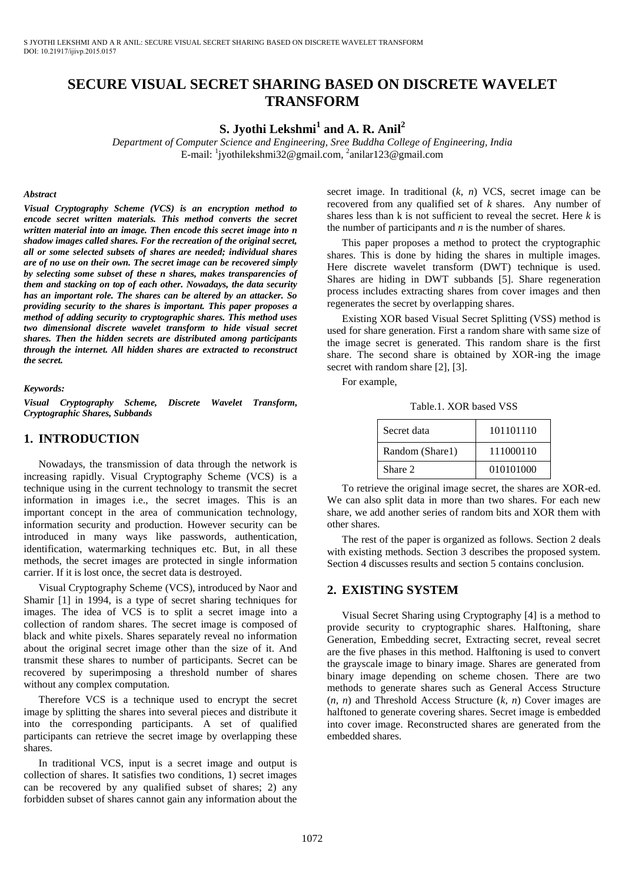# SECURE VISUAL SECRET SHARING BASED ON DISCRETE WAVELET TRANSFORM

**S. Jyothi Lekshmi[1] and A. R. Anil[2]**

*Department of Computer Science and Engineering, Sree Buddha College of Engineering, India*
E-mail: [1]jyothilekshmi32@gmail.com, [2]anilar123@gmail.com

***Abstract***

***Visual Cryptography Scheme (VCS) is an encryption method to encode secret written materials. This method converts the secret written material into an image. Then encode this secret image into n shadow images called shares. For the recreation of the original secret, all or some selected subsets of shares are needed; individual shares are of no use on their own. The secret image can be recovered simply by selecting some subset of these n shares, makes transparencies of them and stacking on top of each other. Nowadays, the data security has an important role. The shares can be altered by an attacker. So providing security to the shares is important. This paper proposes a method of adding security to cryptographic shares. This method uses two dimensional discrete wavelet transform to hide visual secret shares. Then the hidden secrets are distributed among participants through the internet. All hidden shares are extracted to reconstruct the secret.***

***Keywords:***

***Visual Cryptography Scheme, Discrete Wavelet Transform, Cryptographic Shares, Subbands***

## 1. INTRODUCTION

Nowadays, the transmission of data through the network is increasing rapidly. Visual Cryptography Scheme (VCS) is a technique using in the current technology to transmit the secret information in images i.e., the secret images. This is an important concept in the area of communication technology, information security and production. However security can be introduced in many ways like passwords, authentication, identification, watermarking techniques etc. But, in all these methods, the secret images are protected in single information carrier. If it is lost once, the secret data is destroyed.

Visual Cryptography Scheme (VCS), introduced by Naor and Shamir [1] in 1994, is a type of secret sharing techniques for images. The idea of VCS is to split a secret image into a collection of random shares. The secret image is composed of black and white pixels. Shares separately reveal no information about the original secret image other than the size of it. And transmit these shares to number of participants. Secret can be recovered by superimposing a threshold number of shares without any complex computation.

Therefore VCS is a technique used to encrypt the secret image by splitting the shares into several pieces and distribute it into the corresponding participants. A set of qualified participants can retrieve the secret image by overlapping these shares.

In traditional VCS, input is a secret image and output is collection of shares. It satisfies two conditions, 1) secret images can be recovered by any qualified subset of shares; 2) any forbidden subset of shares cannot gain any information about the secret image. In traditional ($k$, $n$) VCS, secret image can be recovered from any qualified set of $k$ shares. Any number of shares less than k is not sufficient to reveal the secret. Here $k$ is the number of participants and $n$ is the number of shares.

This paper proposes a method to protect the cryptographic shares. This is done by hiding the shares in multiple images. Here discrete wavelet transform (DWT) technique is used. Shares are hiding in DWT subbands [5]. Share regeneration process includes extracting shares from cover images and then regenerates the secret by overlapping shares.

Existing XOR based Visual Secret Splitting (VSS) method is used for share generation. First a random share with same size of the image secret is generated. This random share is the first share. The second share is obtained by XOR-ing the image secret with random share [2], [3].

For example,

Table.1. XOR based VSS

| Secret data | 101101110 |
|---|---|
| Random (Share1) | 111000110 |
| Share 2 | 010101000 |

To retrieve the original image secret, the shares are XOR-ed. We can also split data in more than two shares. For each new share, we add another series of random bits and XOR them with other shares.

The rest of the paper is organized as follows. Section 2 deals with existing methods. Section 3 describes the proposed system. Section 4 discusses results and section 5 contains conclusion.

## 2. EXISTING SYSTEM

Visual Secret Sharing using Cryptography [4] is a method to provide security to cryptographic shares. Halftoning, share Generation, Embedding secret, Extracting secret, reveal secret are the five phases in this method. Halftoning is used to convert the grayscale image to binary image. Shares are generated from binary image depending on scheme chosen. There are two methods to generate shares such as General Access Structure ($n$, $n$) and Threshold Access Structure ($k$, $n$) Cover images are halftoned to generate covering shares. Secret image is embedded into cover image. Reconstructed shares are generated from the embedded shares.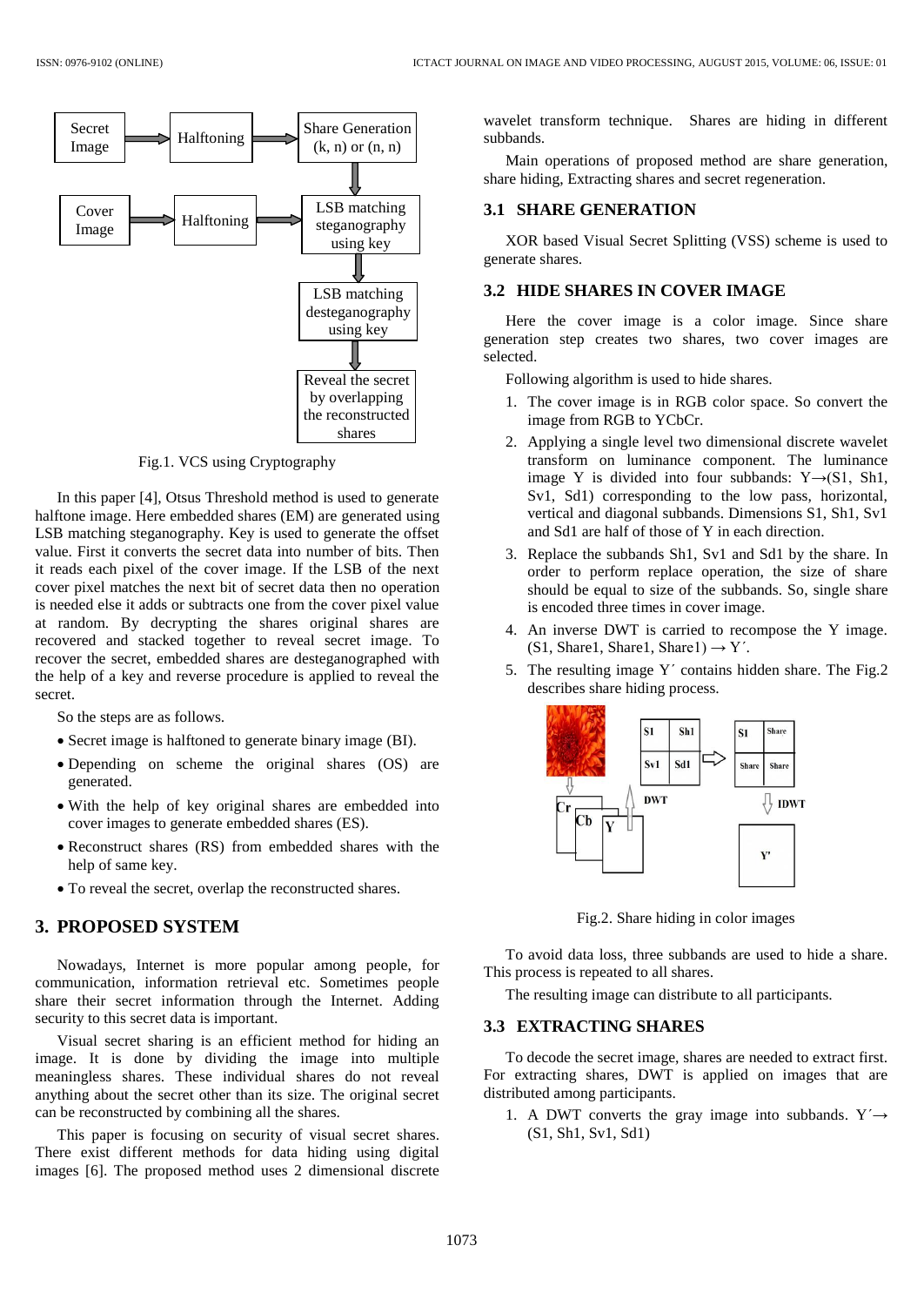Fig.1. VCS using Cryptography

In this paper [4], Otsus Threshold method is used to generate halftone image. Here embedded shares (EM) are generated using LSB matching steganography. Key is used to generate the offset value. First it converts the secret data into number of bits. Then it reads each pixel of the cover image. If the LSB of the next cover pixel matches the next bit of secret data then no operation is needed else it adds or subtracts one from the cover pixel value at random. By decrypting the shares original shares are recovered and stacked together to reveal secret image. To recover the secret, embedded shares are desteganographed with the help of a key and reverse procedure is applied to reveal the secret.

So the steps are as follows.

- Secret image is halftoned to generate binary image (BI).
- Depending on scheme the original shares (OS) are generated.
- With the help of key original shares are embedded into cover images to generate embedded shares (ES).
- Reconstruct shares (RS) from embedded shares with the help of same key.
- To reveal the secret, overlap the reconstructed shares.

## 3. PROPOSED SYSTEM

Nowadays, Internet is more popular among people, for communication, information retrieval etc. Sometimes people share their secret information through the Internet. Adding security to this secret data is important.

Visual secret sharing is an efficient method for hiding an image. It is done by dividing the image into multiple meaningless shares. These individual shares do not reveal anything about the secret other than its size. The original secret can be reconstructed by combining all the shares.

This paper is focusing on security of visual secret shares. There exist different methods for data hiding using digital images [6]. The proposed method uses 2 dimensional discrete wavelet transform technique. Shares are hiding in different subbands.

Main operations of proposed method are share generation, share hiding, Extracting shares and secret regeneration.

### 3.1 SHARE GENERATION

XOR based Visual Secret Splitting (VSS) scheme is used to generate shares.

### 3.2 HIDE SHARES IN COVER IMAGE

Here the cover image is a color image. Since share generation step creates two shares, two cover images are selected.

Following algorithm is used to hide shares.

1. The cover image is in RGB color space. So convert the image from RGB to YCbCr.
2. Applying a single level two dimensional discrete wavelet transform on luminance component. The luminance image Y is divided into four subbands: Y→(S1, Sh1, Sv1, Sd1) corresponding to the low pass, horizontal, vertical and diagonal subbands. Dimensions S1, Sh1, Sv1 and Sd1 are half of those of Y in each direction.
3. Replace the subbands Sh1, Sv1 and Sd1 by the share. In order to perform replace operation, the size of share should be equal to size of the subbands. So, single share is encoded three times in cover image.
4. An inverse DWT is carried to recompose the Y image. (S1, Share1, Share1, Share1) → Y′.
5. The resulting image Y′ contains hidden share. The Fig.2 describes share hiding process.

Fig.2. Share hiding in color images

To avoid data loss, three subbands are used to hide a share. This process is repeated to all shares.

The resulting image can distribute to all participants.

### 3.3 EXTRACTING SHARES

To decode the secret image, shares are needed to extract first. For extracting shares, DWT is applied on images that are distributed among participants.

1. A DWT converts the gray image into subbands. Y′→ (S1, Sh1, Sv1, Sd1)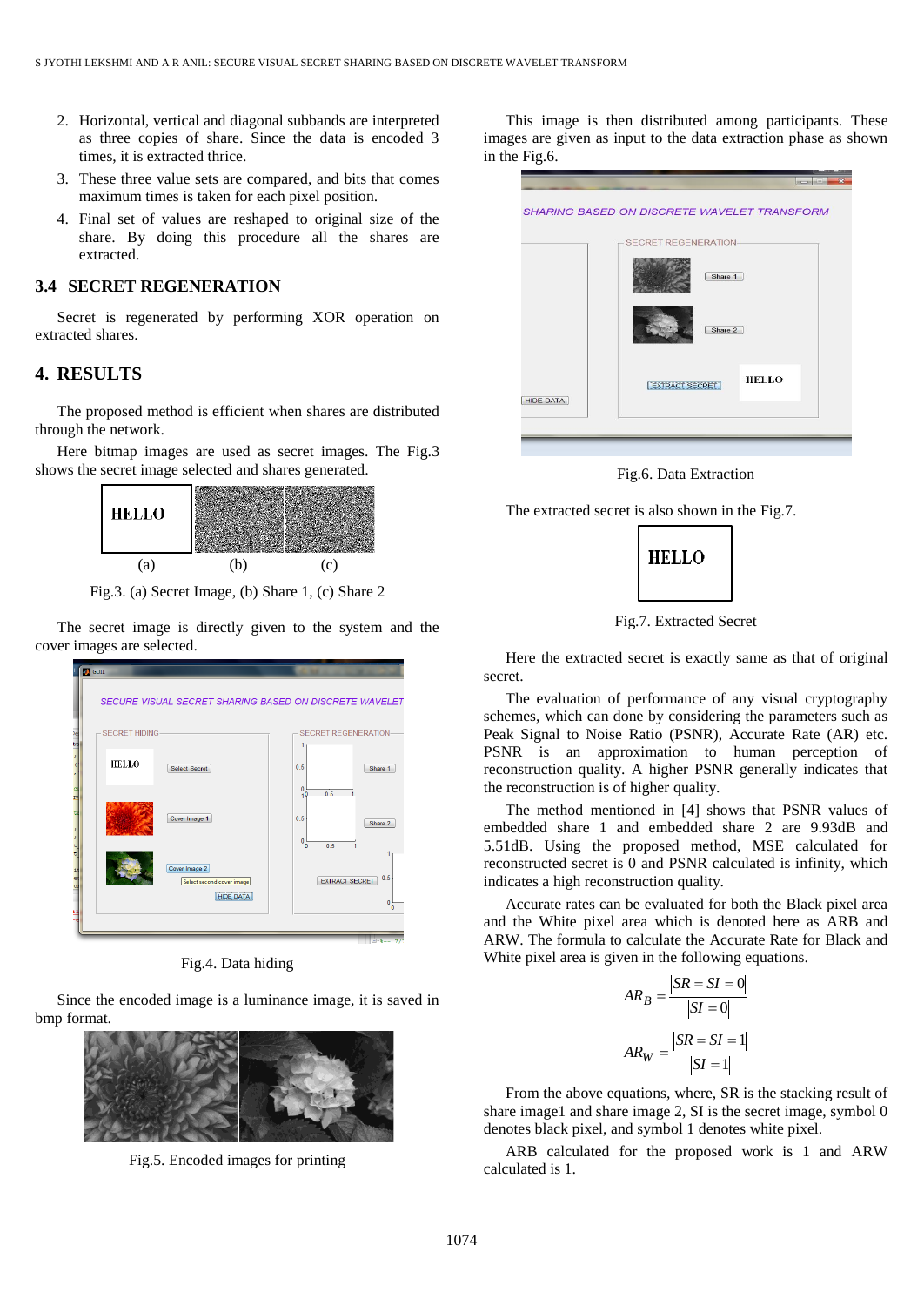2. Horizontal, vertical and diagonal subbands are interpreted as three copies of share. Since the data is encoded 3 times, it is extracted thrice.
3. These three value sets are compared, and bits that comes maximum times is taken for each pixel position.
4. Final set of values are reshaped to original size of the share. By doing this procedure all the shares are extracted.

### 3.4 SECRET REGENERATION

Secret is regenerated by performing XOR operation on extracted shares.

## 4. RESULTS

The proposed method is efficient when shares are distributed through the network.

Here bitmap images are used as secret images. The Fig.3 shows the secret image selected and shares generated.

(a) (b) (c)

Fig.3. (a) Secret Image, (b) Share 1, (c) Share 2

The secret image is directly given to the system and the cover images are selected.

Fig.4. Data hiding

Since the encoded image is a luminance image, it is saved in bmp format.

Fig.5. Encoded images for printing

This image is then distributed among participants. These images are given as input to the data extraction phase as shown in the Fig.6.

Fig.6. Data Extraction

The extracted secret is also shown in the Fig.7.

Fig.7. Extracted Secret

Here the extracted secret is exactly same as that of original secret.

The evaluation of performance of any visual cryptography schemes, which can done by considering the parameters such as Peak Signal to Noise Ratio (PSNR), Accurate Rate (AR) etc. PSNR is an approximation to human perception of reconstruction quality. A higher PSNR generally indicates that the reconstruction is of higher quality.

The method mentioned in [4] shows that PSNR values of embedded share 1 and embedded share 2 are 9.93dB and 5.51dB. Using the proposed method, MSE calculated for reconstructed secret is 0 and PSNR calculated is infinity, which indicates a high reconstruction quality.

Accurate rates can be evaluated for both the Black pixel area and the White pixel area which is denoted here as ARB and ARW. The formula to calculate the Accurate Rate for Black and White pixel area is given in the following equations.

$$AR_B = \frac{|SR = SI = 0|}{|SI = 0|}$$

$$AR_W = \frac{|SR = SI = 1|}{|SI = 1|}$$

From the above equations, where, SR is the stacking result of share image1 and share image 2, SI is the secret image, symbol 0 denotes black pixel, and symbol 1 denotes white pixel.

ARB calculated for the proposed work is 1 and ARW calculated is 1.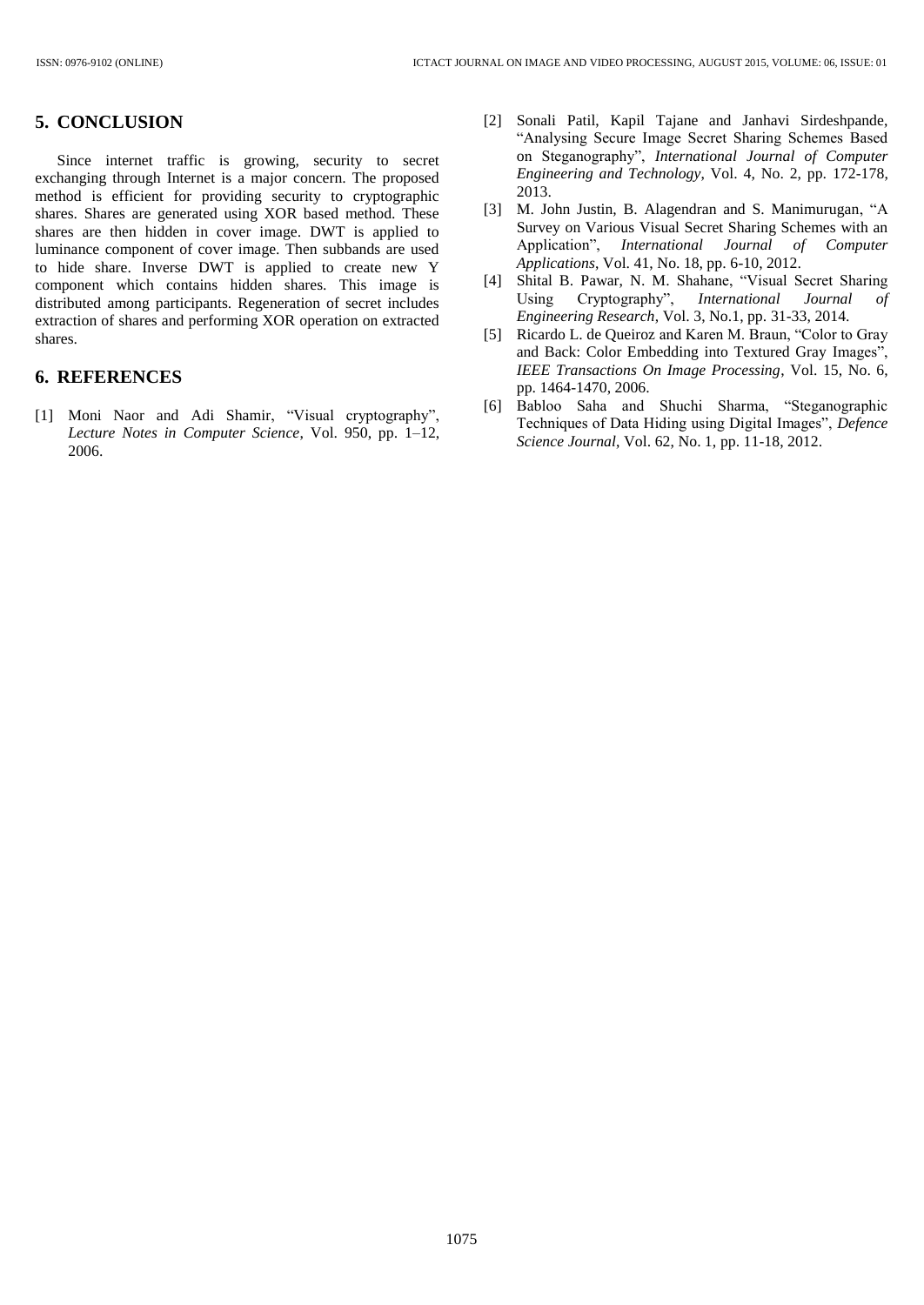## 5. CONCLUSION

Since internet traffic is growing, security to secret exchanging through Internet is a major concern. The proposed method is efficient for providing security to cryptographic shares. Shares are generated using XOR based method. These shares are then hidden in cover image. DWT is applied to luminance component of cover image. Then subbands are used to hide share. Inverse DWT is applied to create new Y component which contains hidden shares. This image is distributed among participants. Regeneration of secret includes extraction of shares and performing XOR operation on extracted shares.

## 6. REFERENCES

[1] Moni Naor and Adi Shamir, "Visual cryptography", *Lecture Notes in Computer Science*, Vol. 950, pp. 1–12, 2006.

[2] Sonali Patil, Kapil Tajane and Janhavi Sirdeshpande, "Analysing Secure Image Secret Sharing Schemes Based on Steganography", *International Journal of Computer Engineering and Technology*, Vol. 4, No. 2, pp. 172-178, 2013.

[3] M. John Justin, B. Alagendran and S. Manimurugan, "A Survey on Various Visual Secret Sharing Schemes with an Application", *International Journal of Computer Applications*, Vol. 41, No. 18, pp. 6-10, 2012.

[4] Shital B. Pawar, N. M. Shahane, "Visual Secret Sharing Using Cryptography", *International Journal of Engineering Research*, Vol. 3, No.1, pp. 31-33, 2014.

[5] Ricardo L. de Queiroz and Karen M. Braun, "Color to Gray and Back: Color Embedding into Textured Gray Images", *IEEE Transactions On Image Processing*, Vol. 15, No. 6, pp. 1464-1470, 2006.

[6] Babloo Saha and Shuchi Sharma, "Steganographic Techniques of Data Hiding using Digital Images", *Defence Science Journal*, Vol. 62, No. 1, pp. 11-18, 2012.